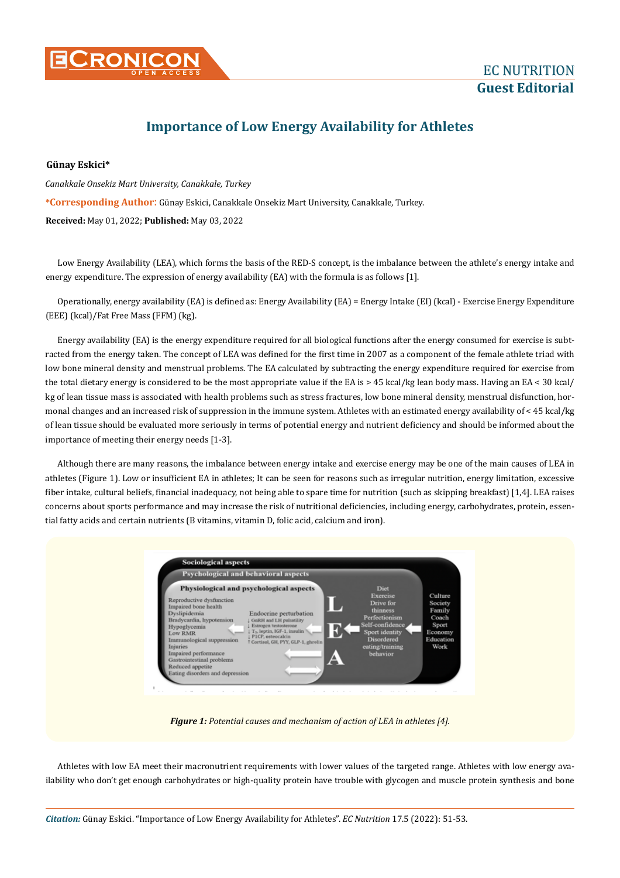# Importance of Low Energy Availability for Athletes

**Günay Eskici***

*Canakkale Onsekiz Mart University, Canakkale, Turkey*

***Corresponding Author:** Günay Eskici, Canakkale Onsekiz Mart University, Canakkale, Turkey.

**Received:** May 01, 2022; **Published:** May 03, 2022

Low Energy Availability (LEA), which forms the basis of the RED-S concept, is the imbalance between the athlete's energy intake and energy expenditure. The expression of energy availability (EA) with the formula is as follows [1].

Operationally, energy availability (EA) is defined as: Energy Availability (EA) = Energy Intake (EI) (kcal) - Exercise Energy Expenditure (EEE) (kcal)/Fat Free Mass (FFM) (kg).

Energy availability (EA) is the energy expenditure required for all biological functions after the energy consumed for exercise is subtracted from the energy taken. The concept of LEA was defined for the first time in 2007 as a component of the female athlete triad with low bone mineral density and menstrual problems. The EA calculated by subtracting the energy expenditure required for exercise from the total dietary energy is considered to be the most appropriate value if the EA is > 45 kcal/kg lean body mass. Having an EA < 30 kcal/kg of lean tissue mass is associated with health problems such as stress fractures, low bone mineral density, menstrual disfunction, hormonal changes and an increased risk of suppression in the immune system. Athletes with an estimated energy availability of < 45 kcal/kg of lean tissue should be evaluated more seriously in terms of potential energy and nutrient deficiency and should be informed about the importance of meeting their energy needs [1-3].

Although there are many reasons, the imbalance between energy intake and exercise energy may be one of the main causes of LEA in athletes (Figure 1). Low or insufficient EA in athletes; It can be seen for reasons such as irregular nutrition, energy limitation, excessive fiber intake, cultural beliefs, financial inadequacy, not being able to spare time for nutrition (such as skipping breakfast) [1,4]. LEA raises concerns about sports performance and may increase the risk of nutritional deficiencies, including energy, carbohydrates, protein, essential fatty acids and certain nutrients (B vitamins, vitamin D, folic acid, calcium and iron).

***Figure 1:** Potential causes and mechanism of action of LEA in athletes [4].*

Athletes with low EA meet their macronutrient requirements with lower values of the targeted range. Athletes with low energy availability who don't get enough carbohydrates or high-quality protein have trouble with glycogen and muscle protein synthesis and bone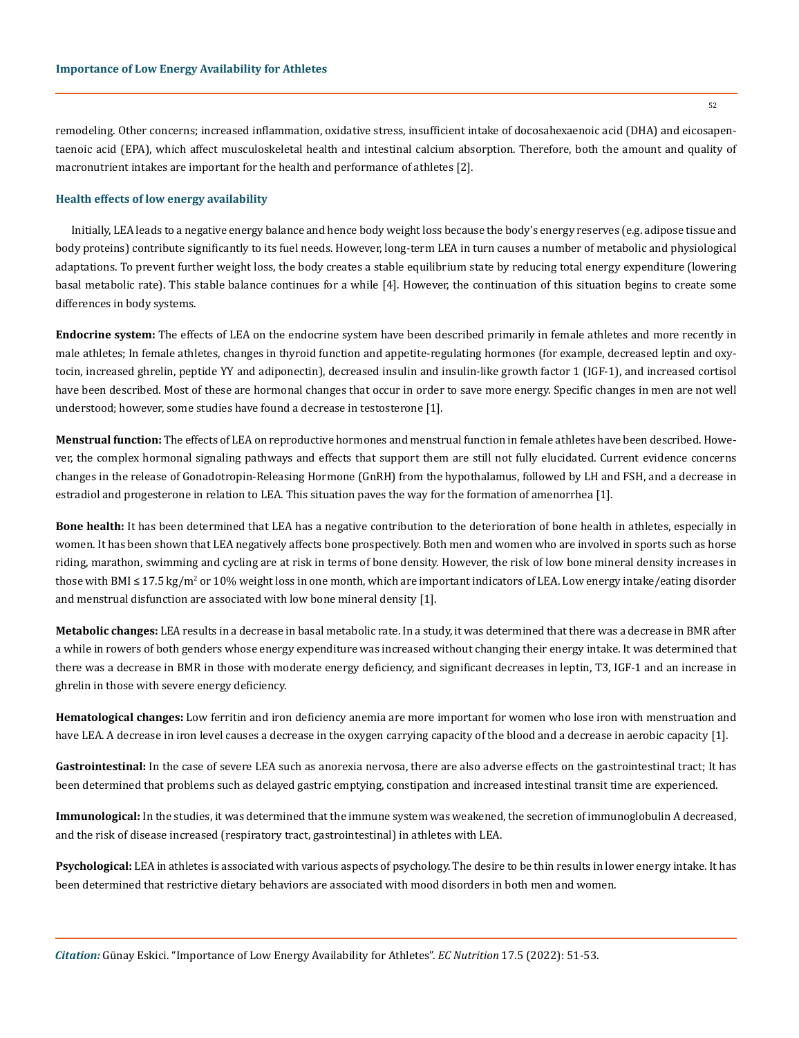remodeling. Other concerns; increased inflammation, oxidative stress, insufficient intake of docosahexaenoic acid (DHA) and eicosapentaenoic acid (EPA), which affect musculoskeletal health and intestinal calcium absorption. Therefore, both the amount and quality of macronutrient intakes are important for the health and performance of athletes [2].

### Health effects of low energy availability

Initially, LEA leads to a negative energy balance and hence body weight loss because the body's energy reserves (e.g. adipose tissue and body proteins) contribute significantly to its fuel needs. However, long-term LEA in turn causes a number of metabolic and physiological adaptations. To prevent further weight loss, the body creates a stable equilibrium state by reducing total energy expenditure (lowering basal metabolic rate). This stable balance continues for a while [4]. However, the continuation of this situation begins to create some differences in body systems.

**Endocrine system:** The effects of LEA on the endocrine system have been described primarily in female athletes and more recently in male athletes; In female athletes, changes in thyroid function and appetite-regulating hormones (for example, decreased leptin and oxytocin, increased ghrelin, peptide YY and adiponectin), decreased insulin and insulin-like growth factor 1 (IGF-1), and increased cortisol have been described. Most of these are hormonal changes that occur in order to save more energy. Specific changes in men are not well understood; however, some studies have found a decrease in testosterone [1].

**Menstrual function:** The effects of LEA on reproductive hormones and menstrual function in female athletes have been described. However, the complex hormonal signaling pathways and effects that support them are still not fully elucidated. Current evidence concerns changes in the release of Gonadotropin-Releasing Hormone (GnRH) from the hypothalamus, followed by LH and FSH, and a decrease in estradiol and progesterone in relation to LEA. This situation paves the way for the formation of amenorrhea [1].

**Bone health:** It has been determined that LEA has a negative contribution to the deterioration of bone health in athletes, especially in women. It has been shown that LEA negatively affects bone prospectively. Both men and women who are involved in sports such as horse riding, marathon, swimming and cycling are at risk in terms of bone density. However, the risk of low bone mineral density increases in those with BMI ≤ 17.5 kg/m$^2$ or 10% weight loss in one month, which are important indicators of LEA. Low energy intake/eating disorder and menstrual disfunction are associated with low bone mineral density [1].

**Metabolic changes:** LEA results in a decrease in basal metabolic rate. In a study, it was determined that there was a decrease in BMR after a while in rowers of both genders whose energy expenditure was increased without changing their energy intake. It was determined that there was a decrease in BMR in those with moderate energy deficiency, and significant decreases in leptin, T3, IGF-1 and an increase in ghrelin in those with severe energy deficiency.

**Hematological changes:** Low ferritin and iron deficiency anemia are more important for women who lose iron with menstruation and have LEA. A decrease in iron level causes a decrease in the oxygen carrying capacity of the blood and a decrease in aerobic capacity [1].

**Gastrointestinal:** In the case of severe LEA such as anorexia nervosa, there are also adverse effects on the gastrointestinal tract; It has been determined that problems such as delayed gastric emptying, constipation and increased intestinal transit time are experienced.

**Immunological:** In the studies, it was determined that the immune system was weakened, the secretion of immunoglobulin A decreased, and the risk of disease increased (respiratory tract, gastrointestinal) in athletes with LEA.

**Psychological:** LEA in athletes is associated with various aspects of psychology. The desire to be thin results in lower energy intake. It has been determined that restrictive dietary behaviors are associated with mood disorders in both men and women.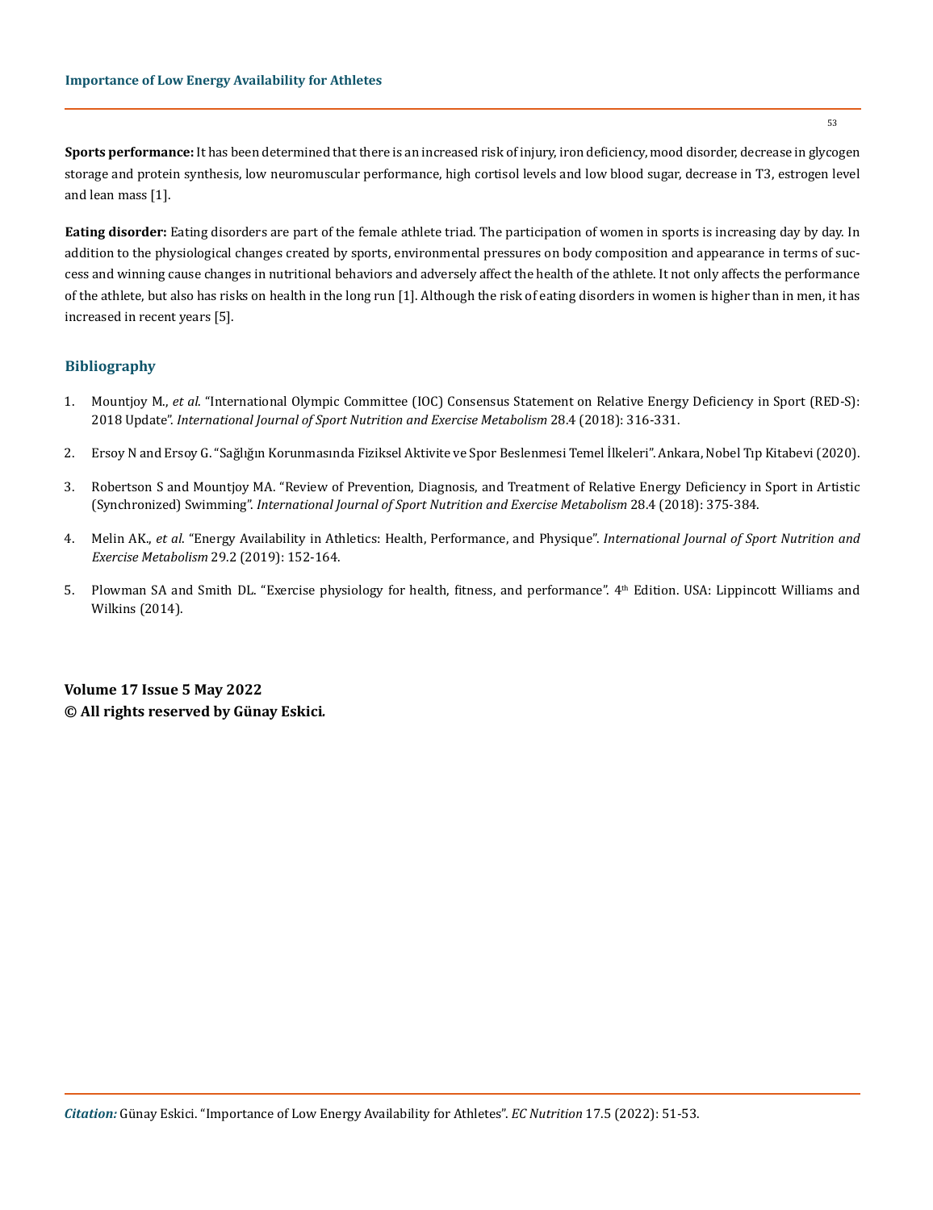**Sports performance:** It has been determined that there is an increased risk of injury, iron deficiency, mood disorder, decrease in glycogen storage and protein synthesis, low neuromuscular performance, high cortisol levels and low blood sugar, decrease in T3, estrogen level and lean mass [1].

**Eating disorder:** Eating disorders are part of the female athlete triad. The participation of women in sports is increasing day by day. In addition to the physiological changes created by sports, environmental pressures on body composition and appearance in terms of success and winning cause changes in nutritional behaviors and adversely affect the health of the athlete. It not only affects the performance of the athlete, but also has risks on health in the long run [1]. Although the risk of eating disorders in women is higher than in men, it has increased in recent years [5].

## Bibliography

1. Mountjoy M., *et al*. "International Olympic Committee (IOC) Consensus Statement on Relative Energy Deficiency in Sport (RED-S): 2018 Update". *International Journal of Sport Nutrition and Exercise Metabolism* 28.4 (2018): 316-331.
2. Ersoy N and Ersoy G. "Sağlığın Korunmasında Fiziksel Aktivite ve Spor Beslenmesi Temel İlkeleri". Ankara, Nobel Tıp Kitabevi (2020).
3. Robertson S and Mountjoy MA. "Review of Prevention, Diagnosis, and Treatment of Relative Energy Deficiency in Sport in Artistic (Synchronized) Swimming". *International Journal of Sport Nutrition and Exercise Metabolism* 28.4 (2018): 375-384.
4. Melin AK., *et al*. "Energy Availability in Athletics: Health, Performance, and Physique". *International Journal of Sport Nutrition and Exercise Metabolism* 29.2 (2019): 152-164.
5. Plowman SA and Smith DL. "Exercise physiology for health, fitness, and performance". 4th Edition. USA: Lippincott Williams and Wilkins (2014).

**Volume 17 Issue 5 May 2022**
**© All rights reserved by Günay Eskici.**